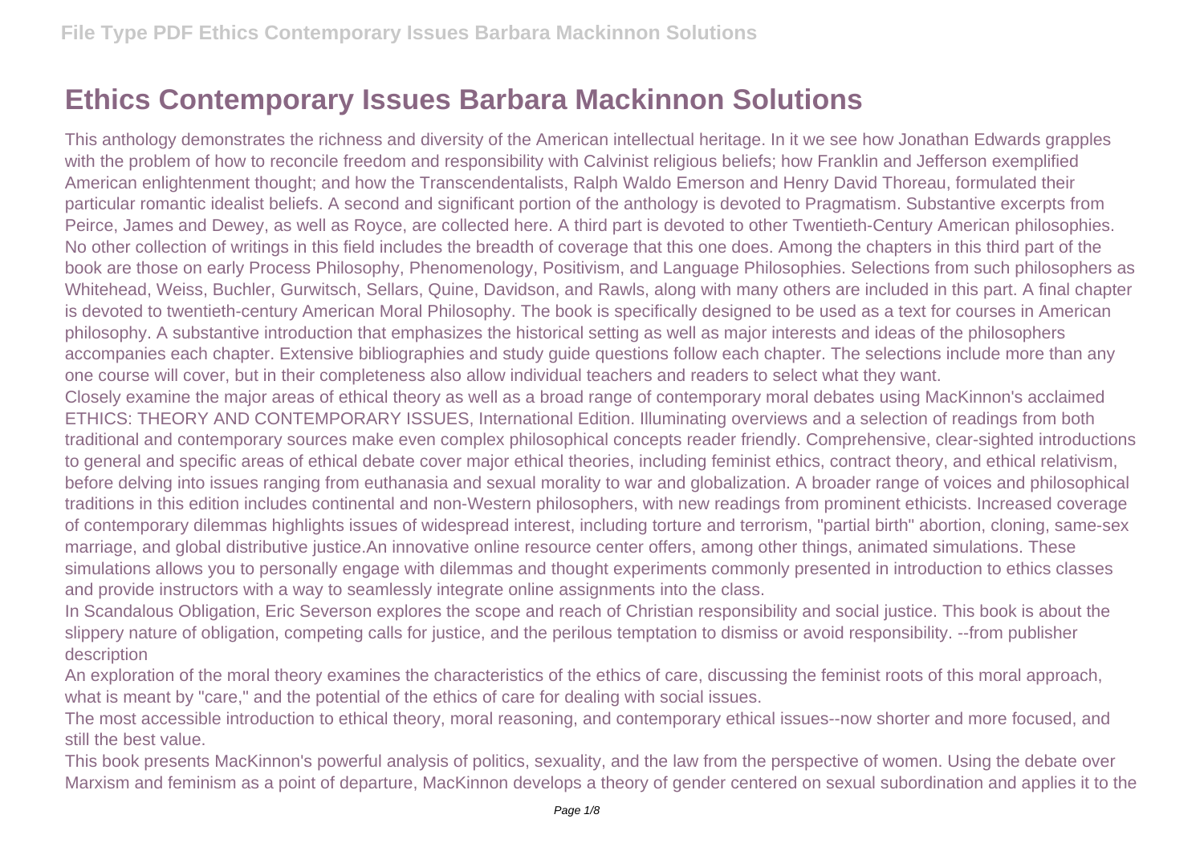# Ethics Contemporary Issues Barbara Mackinnon Solutions

This anthology demonstrates the richness and diversity of the American intellectual heritage. In it we see how Jonathan Edwards grapples with the problem of how to reconcile freedom and responsibility with Calvinist religious beliefs; how Franklin and Jefferson exemplified American enlightenment thought; and how the Transcendentalists, Ralph Waldo Emerson and Henry David Thoreau, formulated their particular romantic idealist beliefs. A second and significant portion of the anthology is devoted to Pragmatism. Substantive excerpts from Peirce, James and Dewey, as well as Royce, are collected here. A third part is devoted to other Twentieth-Century American philosophies. No other collection of writings in this field includes the breadth of coverage that this one does. Among the chapters in this third part of the book are those on early Process Philosophy, Phenomenology, Positivism, and Language Philosophies. Selections from such philosophers as Whitehead, Weiss, Buchler, Gurwitsch, Sellars, Quine, Davidson, and Rawls, along with many others are included in this part. A final chapter is devoted to twentieth-century American Moral Philosophy. The book is specifically designed to be used as a text for courses in American philosophy. A substantive introduction that emphasizes the historical setting as well as major interests and ideas of the philosophers accompanies each chapter. Extensive bibliographies and study guide questions follow each chapter. The selections include more than any one course will cover, but in their completeness also allow individual teachers and readers to select what they want.

Closely examine the major areas of ethical theory as well as a broad range of contemporary moral debates using MacKinnon's acclaimed ETHICS: THEORY AND CONTEMPORARY ISSUES, International Edition. Illuminating overviews and a selection of readings from both traditional and contemporary sources make even complex philosophical concepts reader friendly. Comprehensive, clear-sighted introductions to general and specific areas of ethical debate cover major ethical theories, including feminist ethics, contract theory, and ethical relativism, before delving into issues ranging from euthanasia and sexual morality to war and globalization. A broader range of voices and philosophical traditions in this edition includes continental and non-Western philosophers, with new readings from prominent ethicists. Increased coverage of contemporary dilemmas highlights issues of widespread interest, including torture and terrorism, "partial birth" abortion, cloning, same-sex marriage, and global distributive justice.An innovative online resource center offers, among other things, animated simulations. These simulations allows you to personally engage with dilemmas and thought experiments commonly presented in introduction to ethics classes and provide instructors with a way to seamlessly integrate online assignments into the class.

In Scandalous Obligation, Eric Severson explores the scope and reach of Christian responsibility and social justice. This book is about the slippery nature of obligation, competing calls for justice, and the perilous temptation to dismiss or avoid responsibility. --from publisher description

An exploration of the moral theory examines the characteristics of the ethics of care, discussing the feminist roots of this moral approach, what is meant by "care," and the potential of the ethics of care for dealing with social issues.

The most accessible introduction to ethical theory, moral reasoning, and contemporary ethical issues--now shorter and more focused, and still the best value.

This book presents MacKinnon's powerful analysis of politics, sexuality, and the law from the perspective of women. Using the debate over Marxism and feminism as a point of departure, MacKinnon develops a theory of gender centered on sexual subordination and applies it to the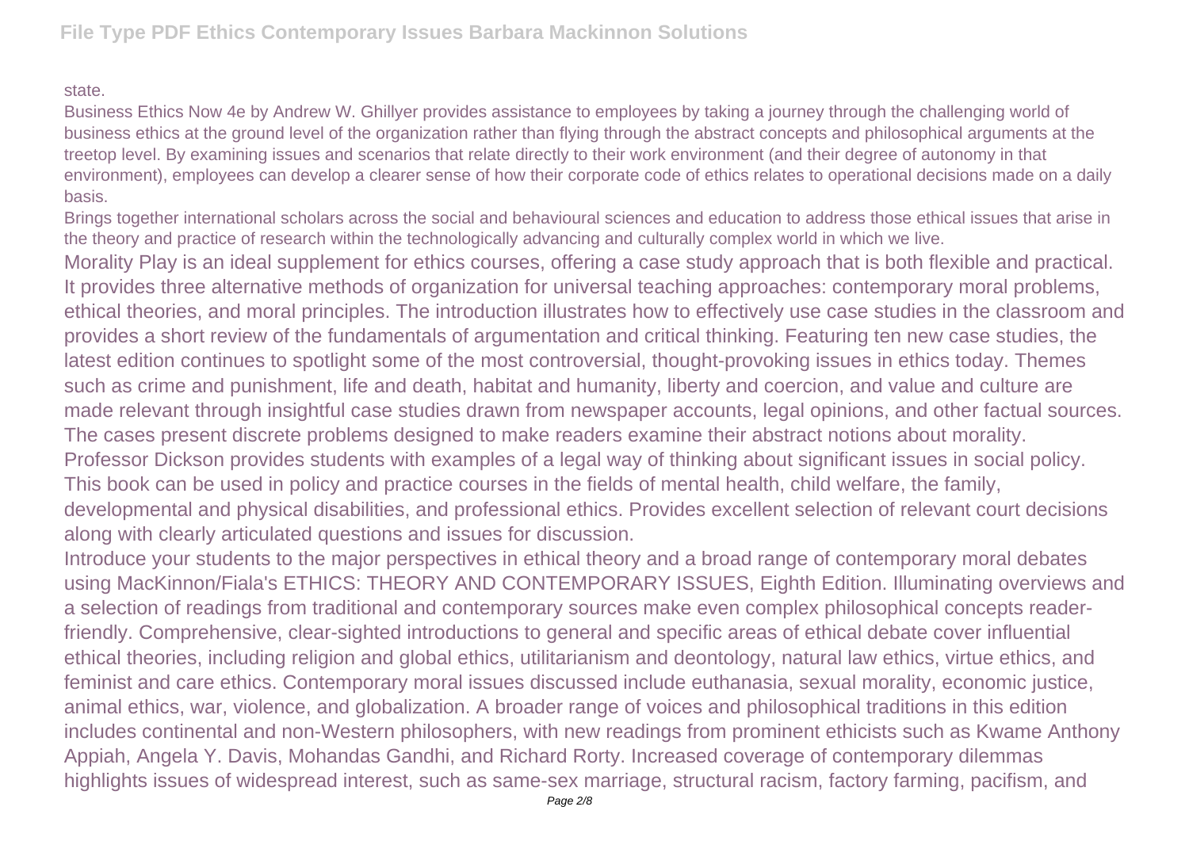state.

Business Ethics Now 4e by Andrew W. Ghillyer provides assistance to employees by taking a journey through the challenging world of business ethics at the ground level of the organization rather than flying through the abstract concepts and philosophical arguments at the treetop level. By examining issues and scenarios that relate directly to their work environment (and their degree of autonomy in that environment), employees can develop a clearer sense of how their corporate code of ethics relates to operational decisions made on a daily basis.

Brings together international scholars across the social and behavioural sciences and education to address those ethical issues that arise in the theory and practice of research within the technologically advancing and culturally complex world in which we live.

Morality Play is an ideal supplement for ethics courses, offering a case study approach that is both flexible and practical. It provides three alternative methods of organization for universal teaching approaches: contemporary moral problems, ethical theories, and moral principles. The introduction illustrates how to effectively use case studies in the classroom and provides a short review of the fundamentals of argumentation and critical thinking. Featuring ten new case studies, the latest edition continues to spotlight some of the most controversial, thought-provoking issues in ethics today. Themes such as crime and punishment, life and death, habitat and humanity, liberty and coercion, and value and culture are made relevant through insightful case studies drawn from newspaper accounts, legal opinions, and other factual sources. The cases present discrete problems designed to make readers examine their abstract notions about morality.

Professor Dickson provides students with examples of a legal way of thinking about significant issues in social policy. This book can be used in policy and practice courses in the fields of mental health, child welfare, the family, developmental and physical disabilities, and professional ethics. Provides excellent selection of relevant court decisions along with clearly articulated questions and issues for discussion.

Introduce your students to the major perspectives in ethical theory and a broad range of contemporary moral debates using MacKinnon/Fiala's ETHICS: THEORY AND CONTEMPORARY ISSUES, Eighth Edition. Illuminating overviews and a selection of readings from traditional and contemporary sources make even complex philosophical concepts reader-friendly. Comprehensive, clear-sighted introductions to general and specific areas of ethical debate cover influential ethical theories, including religion and global ethics, utilitarianism and deontology, natural law ethics, virtue ethics, and feminist and care ethics. Contemporary moral issues discussed include euthanasia, sexual morality, economic justice, animal ethics, war, violence, and globalization. A broader range of voices and philosophical traditions in this edition includes continental and non-Western philosophers, with new readings from prominent ethicists such as Kwame Anthony Appiah, Angela Y. Davis, Mohandas Gandhi, and Richard Rorty. Increased coverage of contemporary dilemmas highlights issues of widespread interest, such as same-sex marriage, structural racism, factory farming, pacifism, and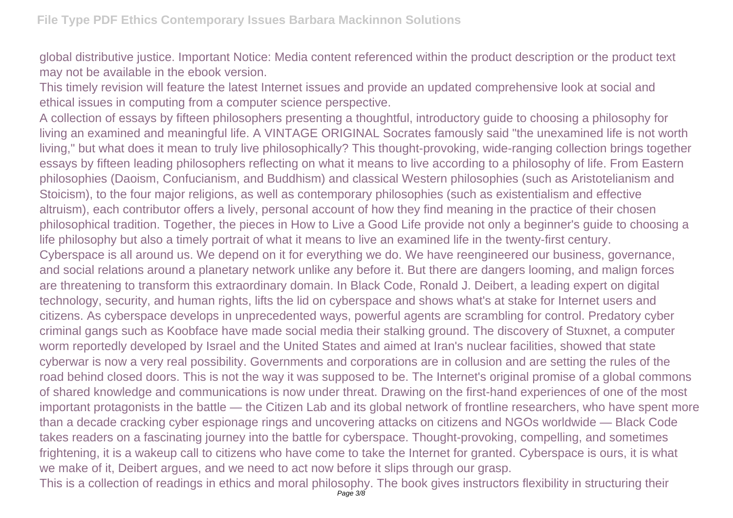global distributive justice. Important Notice: Media content referenced within the product description or the product text may not be available in the ebook version.

This timely revision will feature the latest Internet issues and provide an updated comprehensive look at social and ethical issues in computing from a computer science perspective.

A collection of essays by fifteen philosophers presenting a thoughtful, introductory guide to choosing a philosophy for living an examined and meaningful life. A VINTAGE ORIGINAL Socrates famously said "the unexamined life is not worth living," but what does it mean to truly live philosophically? This thought-provoking, wide-ranging collection brings together essays by fifteen leading philosophers reflecting on what it means to live according to a philosophy of life. From Eastern philosophies (Daoism, Confucianism, and Buddhism) and classical Western philosophies (such as Aristotelianism and Stoicism), to the four major religions, as well as contemporary philosophies (such as existentialism and effective altruism), each contributor offers a lively, personal account of how they find meaning in the practice of their chosen philosophical tradition. Together, the pieces in How to Live a Good Life provide not only a beginner's guide to choosing a life philosophy but also a timely portrait of what it means to live an examined life in the twenty-first century.

Cyberspace is all around us. We depend on it for everything we do. We have reengineered our business, governance, and social relations around a planetary network unlike any before it. But there are dangers looming, and malign forces are threatening to transform this extraordinary domain. In Black Code, Ronald J. Deibert, a leading expert on digital technology, security, and human rights, lifts the lid on cyberspace and shows what's at stake for Internet users and citizens. As cyberspace develops in unprecedented ways, powerful agents are scrambling for control. Predatory cyber criminal gangs such as Koobface have made social media their stalking ground. The discovery of Stuxnet, a computer worm reportedly developed by Israel and the United States and aimed at Iran's nuclear facilities, showed that state cyberwar is now a very real possibility. Governments and corporations are in collusion and are setting the rules of the road behind closed doors. This is not the way it was supposed to be. The Internet's original promise of a global commons of shared knowledge and communications is now under threat. Drawing on the first-hand experiences of one of the most important protagonists in the battle — the Citizen Lab and its global network of frontline researchers, who have spent more than a decade cracking cyber espionage rings and uncovering attacks on citizens and NGOs worldwide — Black Code takes readers on a fascinating journey into the battle for cyberspace. Thought-provoking, compelling, and sometimes frightening, it is a wakeup call to citizens who have come to take the Internet for granted. Cyberspace is ours, it is what we make of it, Deibert argues, and we need to act now before it slips through our grasp.

This is a collection of readings in ethics and moral philosophy. The book gives instructors flexibility in structuring their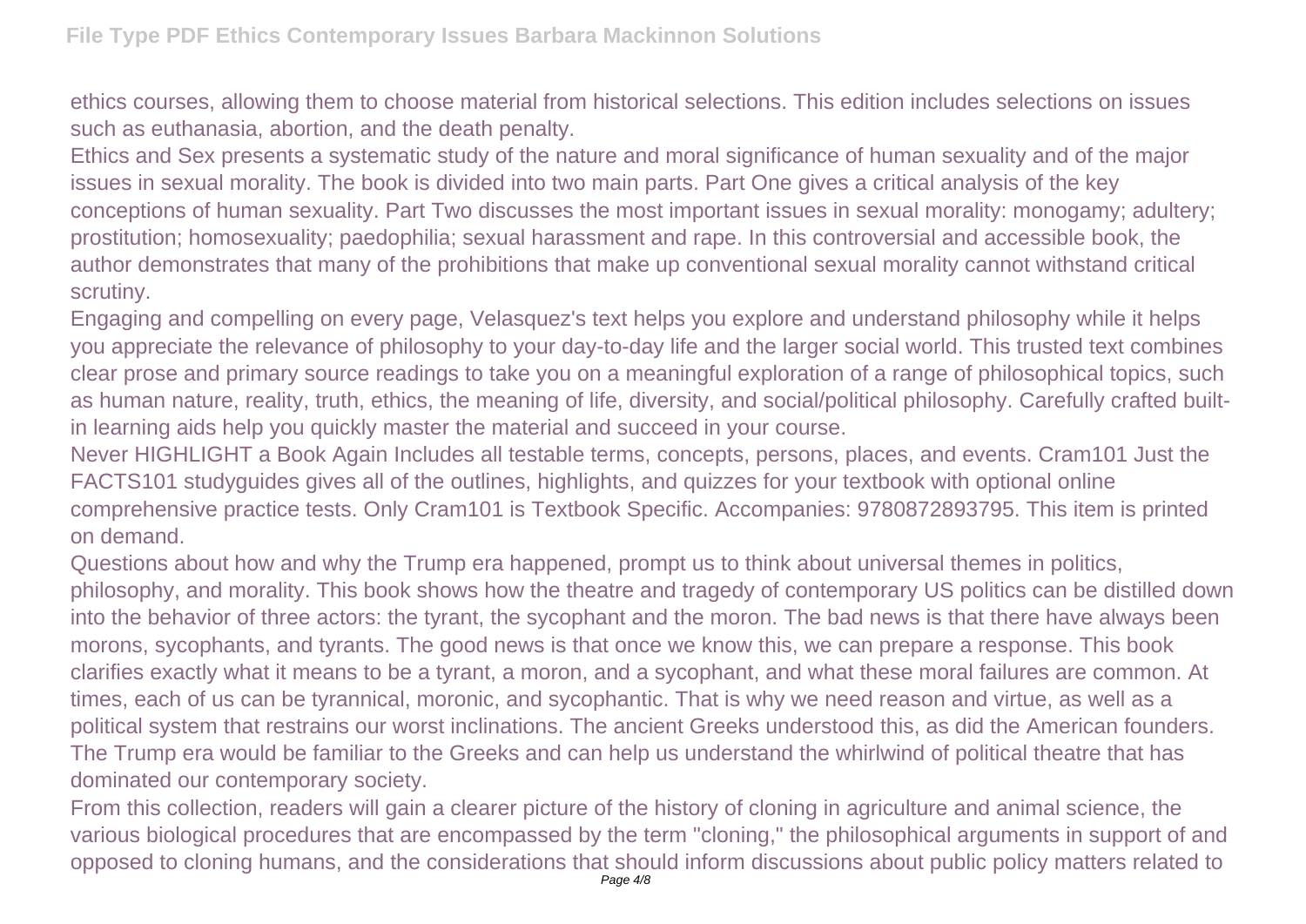ethics courses, allowing them to choose material from historical selections. This edition includes selections on issues such as euthanasia, abortion, and the death penalty.

Ethics and Sex presents a systematic study of the nature and moral significance of human sexuality and of the major issues in sexual morality. The book is divided into two main parts. Part One gives a critical analysis of the key conceptions of human sexuality. Part Two discusses the most important issues in sexual morality: monogamy; adultery; prostitution; homosexuality; paedophilia; sexual harassment and rape. In this controversial and accessible book, the author demonstrates that many of the prohibitions that make up conventional sexual morality cannot withstand critical scrutiny.

Engaging and compelling on every page, Velasquez's text helps you explore and understand philosophy while it helps you appreciate the relevance of philosophy to your day-to-day life and the larger social world. This trusted text combines clear prose and primary source readings to take you on a meaningful exploration of a range of philosophical topics, such as human nature, reality, truth, ethics, the meaning of life, diversity, and social/political philosophy. Carefully crafted built-in learning aids help you quickly master the material and succeed in your course.

Never HIGHLIGHT a Book Again Includes all testable terms, concepts, persons, places, and events. Cram101 Just the FACTS101 studyguides gives all of the outlines, highlights, and quizzes for your textbook with optional online comprehensive practice tests. Only Cram101 is Textbook Specific. Accompanies: 9780872893795. This item is printed on demand.

Questions about how and why the Trump era happened, prompt us to think about universal themes in politics, philosophy, and morality. This book shows how the theatre and tragedy of contemporary US politics can be distilled down into the behavior of three actors: the tyrant, the sycophant and the moron. The bad news is that there have always been morons, sycophants, and tyrants. The good news is that once we know this, we can prepare a response. This book clarifies exactly what it means to be a tyrant, a moron, and a sycophant, and what these moral failures are common. At times, each of us can be tyrannical, moronic, and sycophantic. That is why we need reason and virtue, as well as a political system that restrains our worst inclinations. The ancient Greeks understood this, as did the American founders. The Trump era would be familiar to the Greeks and can help us understand the whirlwind of political theatre that has dominated our contemporary society.

From this collection, readers will gain a clearer picture of the history of cloning in agriculture and animal science, the various biological procedures that are encompassed by the term "cloning," the philosophical arguments in support of and opposed to cloning humans, and the considerations that should inform discussions about public policy matters related to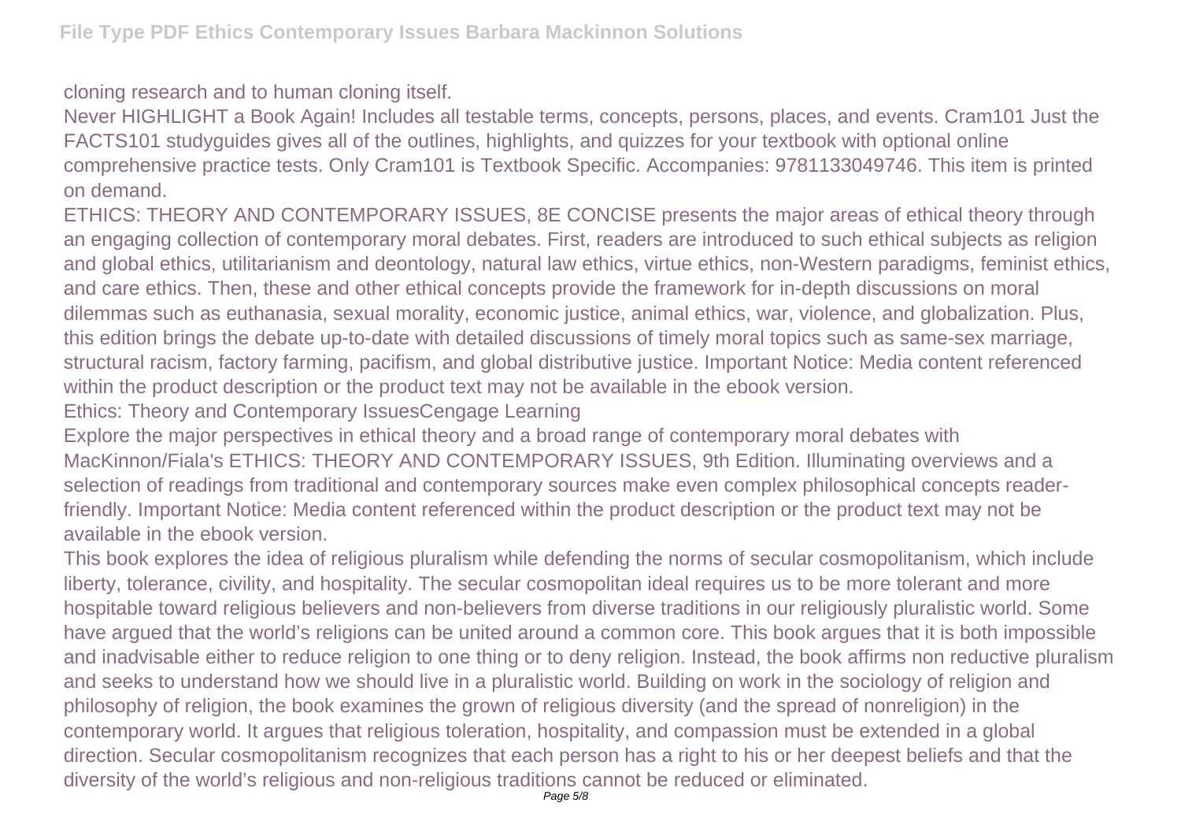cloning research and to human cloning itself.

Never HIGHLIGHT a Book Again! Includes all testable terms, concepts, persons, places, and events. Cram101 Just the FACTS101 studyguides gives all of the outlines, highlights, and quizzes for your textbook with optional online comprehensive practice tests. Only Cram101 is Textbook Specific. Accompanies: 9781133049746. This item is printed on demand.

ETHICS: THEORY AND CONTEMPORARY ISSUES, 8E CONCISE presents the major areas of ethical theory through an engaging collection of contemporary moral debates. First, readers are introduced to such ethical subjects as religion and global ethics, utilitarianism and deontology, natural law ethics, virtue ethics, non-Western paradigms, feminist ethics, and care ethics. Then, these and other ethical concepts provide the framework for in-depth discussions on moral dilemmas such as euthanasia, sexual morality, economic justice, animal ethics, war, violence, and globalization. Plus, this edition brings the debate up-to-date with detailed discussions of timely moral topics such as same-sex marriage, structural racism, factory farming, pacifism, and global distributive justice. Important Notice: Media content referenced within the product description or the product text may not be available in the ebook version.

Ethics: Theory and Contemporary IssuesCengage Learning

Explore the major perspectives in ethical theory and a broad range of contemporary moral debates with MacKinnon/Fiala's ETHICS: THEORY AND CONTEMPORARY ISSUES, 9th Edition. Illuminating overviews and a selection of readings from traditional and contemporary sources make even complex philosophical concepts reader-friendly. Important Notice: Media content referenced within the product description or the product text may not be available in the ebook version.

This book explores the idea of religious pluralism while defending the norms of secular cosmopolitanism, which include liberty, tolerance, civility, and hospitality. The secular cosmopolitan ideal requires us to be more tolerant and more hospitable toward religious believers and non-believers from diverse traditions in our religiously pluralistic world. Some have argued that the world's religions can be united around a common core. This book argues that it is both impossible and inadvisable either to reduce religion to one thing or to deny religion. Instead, the book affirms non reductive pluralism and seeks to understand how we should live in a pluralistic world. Building on work in the sociology of religion and philosophy of religion, the book examines the grown of religious diversity (and the spread of nonreligion) in the contemporary world. It argues that religious toleration, hospitality, and compassion must be extended in a global direction. Secular cosmopolitanism recognizes that each person has a right to his or her deepest beliefs and that the diversity of the world's religious and non-religious traditions cannot be reduced or eliminated.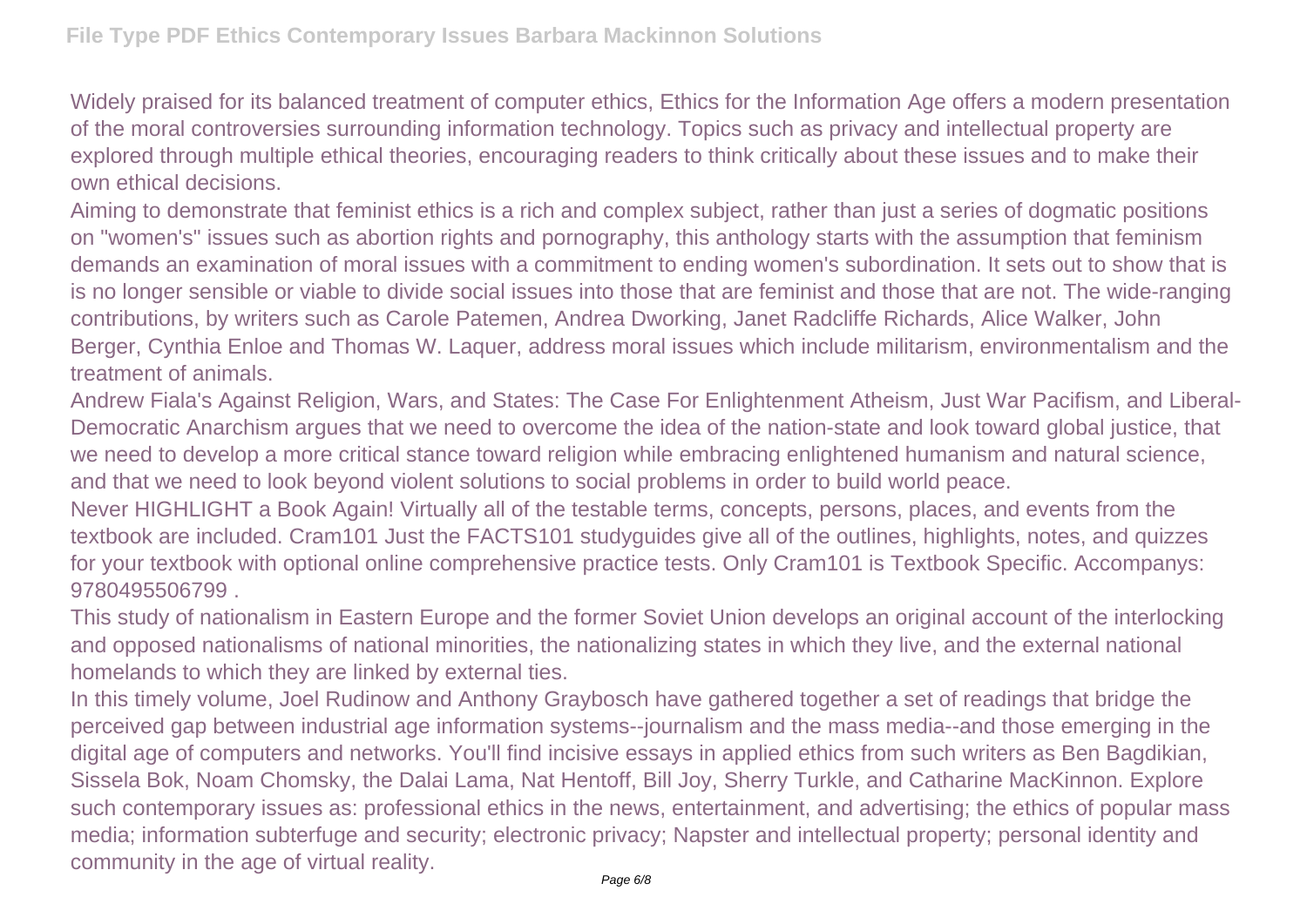Widely praised for its balanced treatment of computer ethics, Ethics for the Information Age offers a modern presentation of the moral controversies surrounding information technology. Topics such as privacy and intellectual property are explored through multiple ethical theories, encouraging readers to think critically about these issues and to make their own ethical decisions.

Aiming to demonstrate that feminist ethics is a rich and complex subject, rather than just a series of dogmatic positions on "women's" issues such as abortion rights and pornography, this anthology starts with the assumption that feminism demands an examination of moral issues with a commitment to ending women's subordination. It sets out to show that is is no longer sensible or viable to divide social issues into those that are feminist and those that are not. The wide-ranging contributions, by writers such as Carole Patemen, Andrea Dworking, Janet Radcliffe Richards, Alice Walker, John Berger, Cynthia Enloe and Thomas W. Laquer, address moral issues which include militarism, environmentalism and the treatment of animals.

Andrew Fiala's Against Religion, Wars, and States: The Case For Enlightenment Atheism, Just War Pacifism, and Liberal-Democratic Anarchism argues that we need to overcome the idea of the nation-state and look toward global justice, that we need to develop a more critical stance toward religion while embracing enlightened humanism and natural science, and that we need to look beyond violent solutions to social problems in order to build world peace.

Never HIGHLIGHT a Book Again! Virtually all of the testable terms, concepts, persons, places, and events from the textbook are included. Cram101 Just the FACTS101 studyguides give all of the outlines, highlights, notes, and quizzes for your textbook with optional online comprehensive practice tests. Only Cram101 is Textbook Specific. Accompanys: 9780495506799 .

This study of nationalism in Eastern Europe and the former Soviet Union develops an original account of the interlocking and opposed nationalisms of national minorities, the nationalizing states in which they live, and the external national homelands to which they are linked by external ties.

In this timely volume, Joel Rudinow and Anthony Graybosch have gathered together a set of readings that bridge the perceived gap between industrial age information systems--journalism and the mass media--and those emerging in the digital age of computers and networks. You'll find incisive essays in applied ethics from such writers as Ben Bagdikian, Sissela Bok, Noam Chomsky, the Dalai Lama, Nat Hentoff, Bill Joy, Sherry Turkle, and Catharine MacKinnon. Explore such contemporary issues as: professional ethics in the news, entertainment, and advertising; the ethics of popular mass media; information subterfuge and security; electronic privacy; Napster and intellectual property; personal identity and community in the age of virtual reality.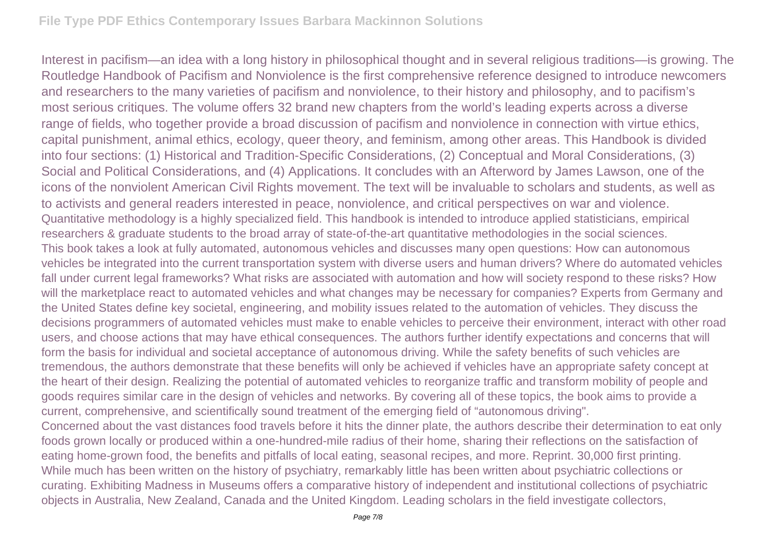Interest in pacifism—an idea with a long history in philosophical thought and in several religious traditions—is growing. The Routledge Handbook of Pacifism and Nonviolence is the first comprehensive reference designed to introduce newcomers and researchers to the many varieties of pacifism and nonviolence, to their history and philosophy, and to pacifism's most serious critiques. The volume offers 32 brand new chapters from the world's leading experts across a diverse range of fields, who together provide a broad discussion of pacifism and nonviolence in connection with virtue ethics, capital punishment, animal ethics, ecology, queer theory, and feminism, among other areas. This Handbook is divided into four sections: (1) Historical and Tradition-Specific Considerations, (2) Conceptual and Moral Considerations, (3) Social and Political Considerations, and (4) Applications. It concludes with an Afterword by James Lawson, one of the icons of the nonviolent American Civil Rights movement. The text will be invaluable to scholars and students, as well as to activists and general readers interested in peace, nonviolence, and critical perspectives on war and violence.

Quantitative methodology is a highly specialized field. This handbook is intended to introduce applied statisticians, empirical researchers & graduate students to the broad array of state-of-the-art quantitative methodologies in the social sciences.

This book takes a look at fully automated, autonomous vehicles and discusses many open questions: How can autonomous vehicles be integrated into the current transportation system with diverse users and human drivers? Where do automated vehicles fall under current legal frameworks? What risks are associated with automation and how will society respond to these risks? How will the marketplace react to automated vehicles and what changes may be necessary for companies? Experts from Germany and the United States define key societal, engineering, and mobility issues related to the automation of vehicles. They discuss the decisions programmers of automated vehicles must make to enable vehicles to perceive their environment, interact with other road users, and choose actions that may have ethical consequences. The authors further identify expectations and concerns that will form the basis for individual and societal acceptance of autonomous driving. While the safety benefits of such vehicles are tremendous, the authors demonstrate that these benefits will only be achieved if vehicles have an appropriate safety concept at the heart of their design. Realizing the potential of automated vehicles to reorganize traffic and transform mobility of people and goods requires similar care in the design of vehicles and networks. By covering all of these topics, the book aims to provide a current, comprehensive, and scientifically sound treatment of the emerging field of "autonomous driving".

Concerned about the vast distances food travels before it hits the dinner plate, the authors describe their determination to eat only foods grown locally or produced within a one-hundred-mile radius of their home, sharing their reflections on the satisfaction of eating home-grown food, the benefits and pitfalls of local eating, seasonal recipes, and more. Reprint. 30,000 first printing.

While much has been written on the history of psychiatry, remarkably little has been written about psychiatric collections or curating. Exhibiting Madness in Museums offers a comparative history of independent and institutional collections of psychiatric objects in Australia, New Zealand, Canada and the United Kingdom. Leading scholars in the field investigate collectors,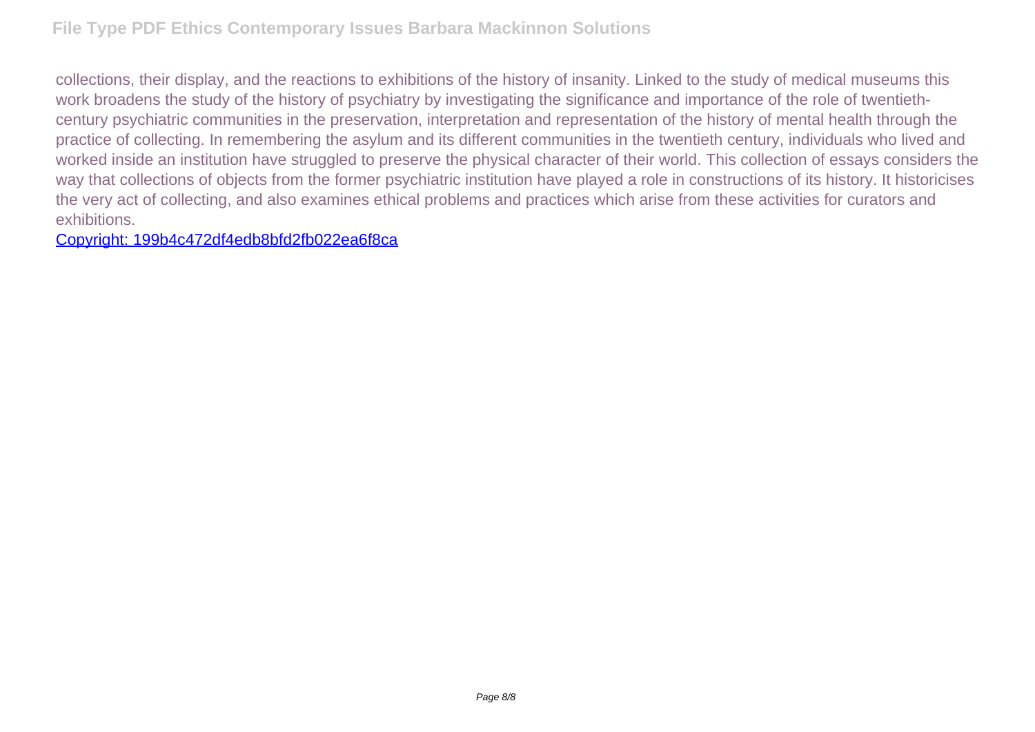collections, their display, and the reactions to exhibitions of the history of insanity. Linked to the study of medical museums this work broadens the study of the history of psychiatry by investigating the significance and importance of the role of twentieth-century psychiatric communities in the preservation, interpretation and representation of the history of mental health through the practice of collecting. In remembering the asylum and its different communities in the twentieth century, individuals who lived and worked inside an institution have struggled to preserve the physical character of their world. This collection of essays considers the way that collections of objects from the former psychiatric institution have played a role in constructions of its history. It historicises the very act of collecting, and also examines ethical problems and practices which arise from these activities for curators and exhibitions.

Copyright: 199b4c472df4edb8bfd2fb022ea6f8ca